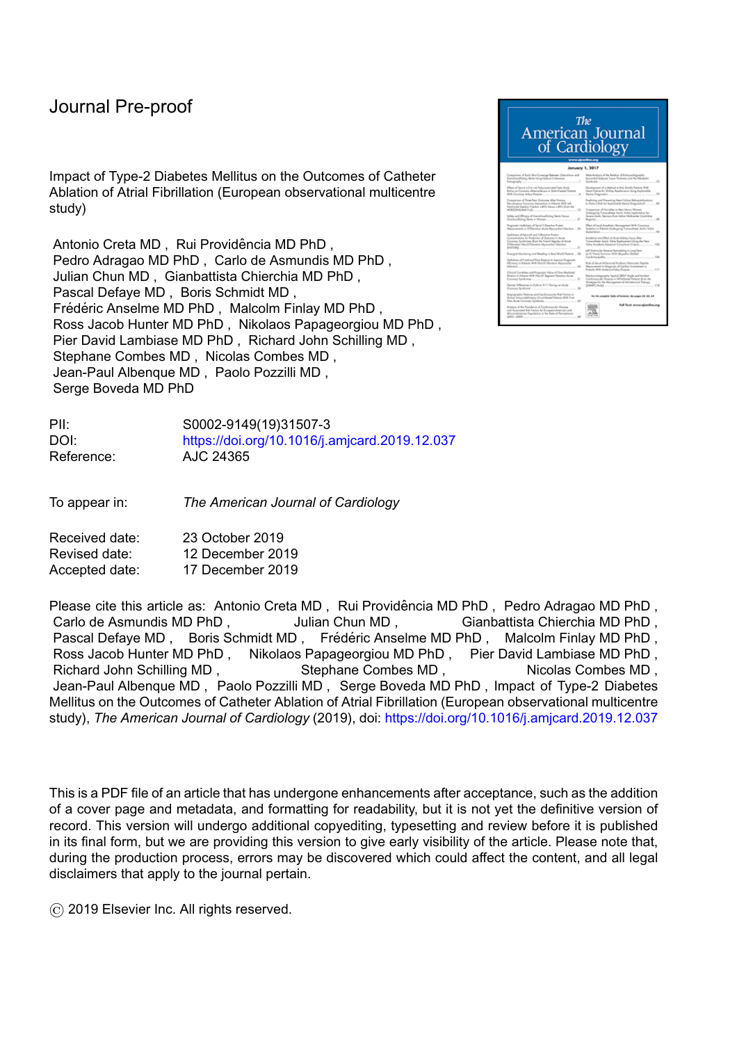Journal Pre-proof

Impact of Type-2 Diabetes Mellitus on the Outcomes of Catheter Ablation of Atrial Fibrillation (European observational multicentre study)

Antonio Creta MD , Rui Providência MD PhD , Pedro Adragao MD PhD , Carlo de Asmundis MD PhD , Julian Chun MD , Gianbattista Chierchia MD PhD , Pascal Defaye MD , Boris Schmidt MD , Frédéric Anselme MD PhD , Malcolm Finlay MD PhD , Ross Jacob Hunter MD PhD , Nikolaos Papageorgiou MD PhD , Pier David Lambiase MD PhD , Richard John Schilling MD , Stephane Combes MD , Nicolas Combes MD , Jean-Paul Albenque MD , Paolo Pozzilli MD , Serge Boveda MD PhD

| | |
|---|---|
| PII: | S0002-9149(19)31507-3 |
| DOI: | https://doi.org/10.1016/j.amjcard.2019.12.037 |
| Reference: | AJC 24365 |

To appear in: *The American Journal of Cardiology*

| | |
|---|---|
| Received date: | 23 October 2019 |
| Revised date: | 12 December 2019 |
| Accepted date: | 17 December 2019 |

Please cite this article as: Antonio Creta MD , Rui Providência MD PhD , Pedro Adragao MD PhD , Carlo de Asmundis MD PhD , Julian Chun MD , Gianbattista Chierchia MD PhD , Pascal Defaye MD , Boris Schmidt MD , Frédéric Anselme MD PhD , Malcolm Finlay MD PhD , Ross Jacob Hunter MD PhD , Nikolaos Papageorgiou MD PhD , Pier David Lambiase MD PhD , Richard John Schilling MD , Stephane Combes MD , Nicolas Combes MD , Jean-Paul Albenque MD , Paolo Pozzilli MD , Serge Boveda MD PhD , Impact of Type-2 Diabetes Mellitus on the Outcomes of Catheter Ablation of Atrial Fibrillation (European observational multicentre study), *The American Journal of Cardiology* (2019), doi: https://doi.org/10.1016/j.amjcard.2019.12.037

This is a PDF file of an article that has undergone enhancements after acceptance, such as the addition of a cover page and metadata, and formatting for readability, but it is not yet the definitive version of record. This version will undergo additional copyediting, typesetting and review before it is published in its final form, but we are providing this version to give early visibility of the article. Please note that, during the production process, errors may be discovered which could affect the content, and all legal disclaimers that apply to the journal pertain.

© 2019 Elsevier Inc. All rights reserved.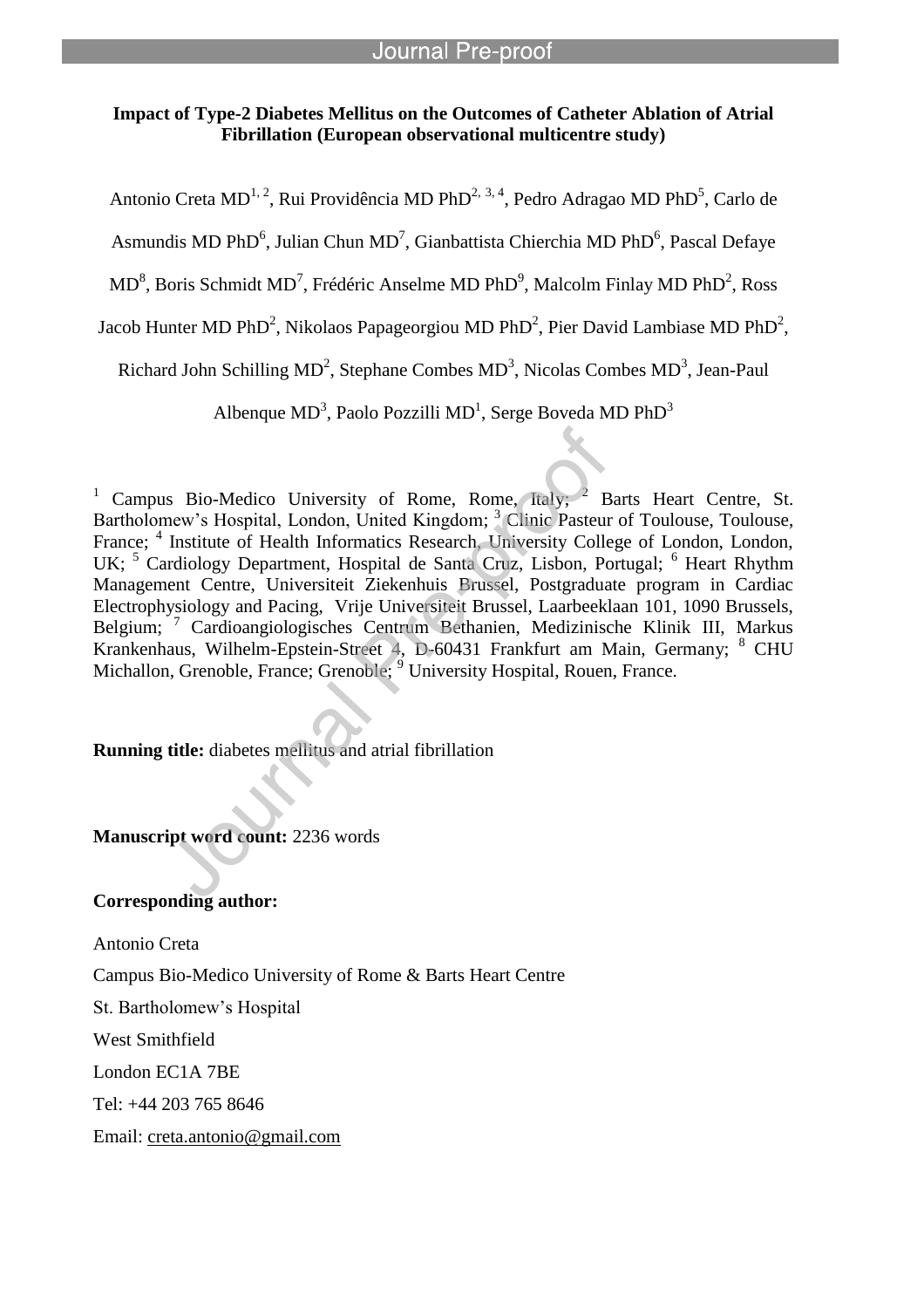**Impact of Type-2 Diabetes Mellitus on the Outcomes of Catheter Ablation of Atrial Fibrillation (European observational multicentre study)**

Antonio Creta MD[1, 2], Rui Providência MD PhD[2, 3, 4], Pedro Adragao MD PhD[5], Carlo de Asmundis MD PhD[6], Julian Chun MD[7], Gianbattista Chierchia MD PhD[6], Pascal Defaye MD[8], Boris Schmidt MD[7], Frédéric Anselme MD PhD[9], Malcolm Finlay MD PhD[2], Ross Jacob Hunter MD PhD[2], Nikolaos Papageorgiou MD PhD[2], Pier David Lambiase MD PhD[2], Richard John Schilling MD[2], Stephane Combes MD[3], Nicolas Combes MD[3], Jean-Paul Albenque MD[3], Paolo Pozzilli MD[1], Serge Boveda MD PhD[3]

[1] Campus Bio-Medico University of Rome, Rome, Italy; [2] Barts Heart Centre, St. Bartholomew's Hospital, London, United Kingdom; [3] Clinic Pasteur of Toulouse, Toulouse, France; [4] Institute of Health Informatics Research, University College of London, London, UK; [5] Cardiology Department, Hospital de Santa Cruz, Lisbon, Portugal; [6] Heart Rhythm Management Centre, Universiteit Ziekenhuis Brussel, Postgraduate program in Cardiac Electrophysiology and Pacing, Vrije Universiteit Brussel, Laarbeeklaan 101, 1090 Brussels, Belgium; [7] Cardioangiologisches Centrum Bethanien, Medizinische Klinik III, Markus Krankenhaus, Wilhelm-Epstein-Street 4, D-60431 Frankfurt am Main, Germany; [8] CHU Michallon, Grenoble, France; Grenoble; [9] University Hospital, Rouen, France.

**Running title:** diabetes mellitus and atrial fibrillation

**Manuscript word count:** 2236 words

**Corresponding author:**

Antonio Creta

Campus Bio-Medico University of Rome & Barts Heart Centre

St. Bartholomew's Hospital

West Smithfield

London EC1A 7BE

Tel: +44 203 765 8646

Email: creta.antonio@gmail.com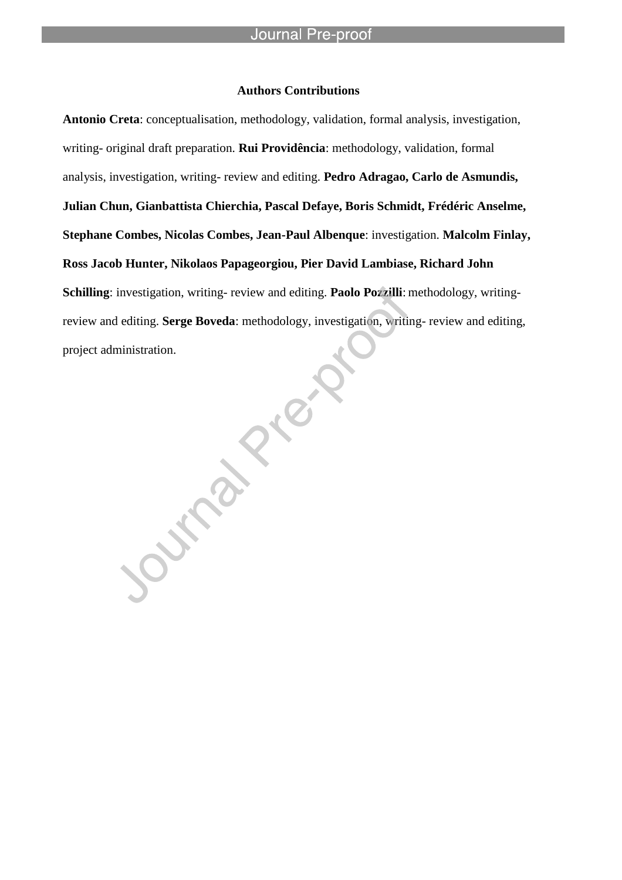## Authors Contributions

**Antonio Creta**: conceptualisation, methodology, validation, formal analysis, investigation, writing- original draft preparation. **Rui Providência**: methodology, validation, formal analysis, investigation, writing- review and editing. **Pedro Adragao, Carlo de Asmundis, Julian Chun, Gianbattista Chierchia, Pascal Defaye, Boris Schmidt, Frédéric Anselme, Stephane Combes, Nicolas Combes, Jean-Paul Albenque**: investigation. **Malcolm Finlay, Ross Jacob Hunter, Nikolaos Papageorgiou, Pier David Lambiase, Richard John Schilling**: investigation, writing- review and editing. **Paolo Pozzilli**: methodology, writing- review and editing. **Serge Boveda**: methodology, investigation, writing- review and editing, project administration.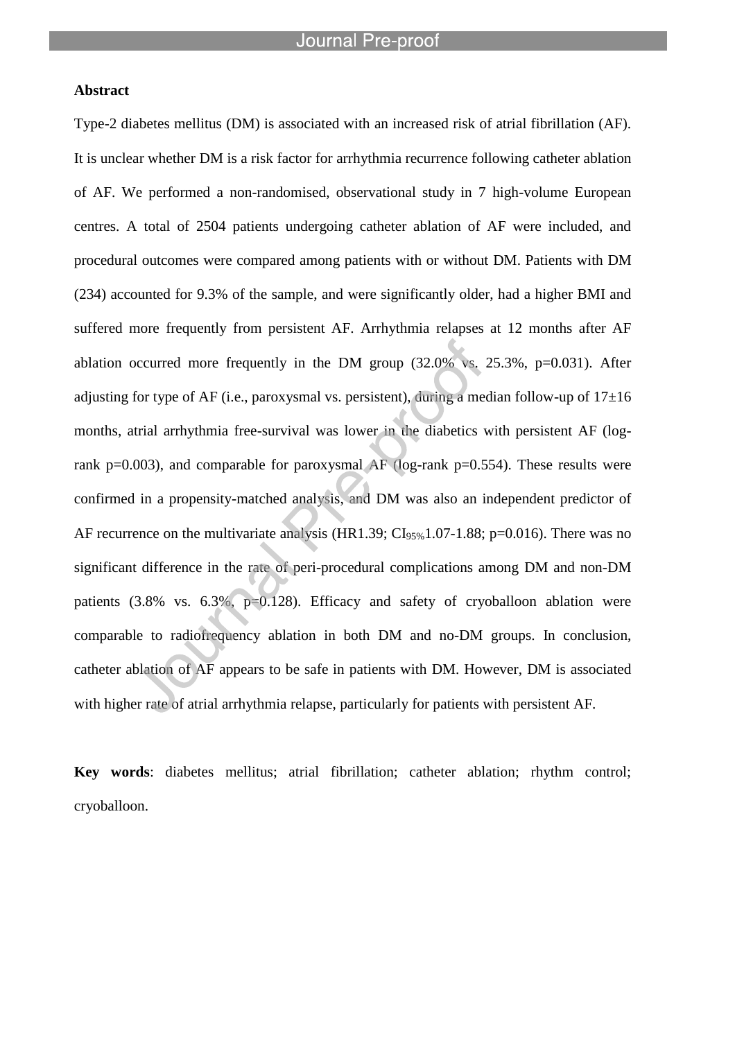## Abstract

Type-2 diabetes mellitus (DM) is associated with an increased risk of atrial fibrillation (AF). It is unclear whether DM is a risk factor for arrhythmia recurrence following catheter ablation of AF. We performed a non-randomised, observational study in 7 high-volume European centres. A total of 2504 patients undergoing catheter ablation of AF were included, and procedural outcomes were compared among patients with or without DM. Patients with DM (234) accounted for 9.3% of the sample, and were significantly older, had a higher BMI and suffered more frequently from persistent AF. Arrhythmia relapses at 12 months after AF ablation occurred more frequently in the DM group (32.0% vs. 25.3%, $p=0.031$). After adjusting for type of AF (i.e., paroxysmal vs. persistent), during a median follow-up of 17±16 months, atrial arrhythmia free-survival was lower in the diabetics with persistent AF (log-rank $p=0.003$), and comparable for paroxysmal AF (log-rank $p=0.554$). These results were confirmed in a propensity-matched analysis, and DM was also an independent predictor of AF recurrence on the multivariate analysis (HR1.39; $CI_{95\%}$1.07-1.88; $p=0.016$). There was no significant difference in the rate of peri-procedural complications among DM and non-DM patients (3.8% vs. 6.3%, $p=0.128$). Efficacy and safety of cryoballoon ablation were comparable to radiofrequency ablation in both DM and no-DM groups. In conclusion, catheter ablation of AF appears to be safe in patients with DM. However, DM is associated with higher rate of atrial arrhythmia relapse, particularly for patients with persistent AF.

**Key words**: diabetes mellitus; atrial fibrillation; catheter ablation; rhythm control; cryoballoon.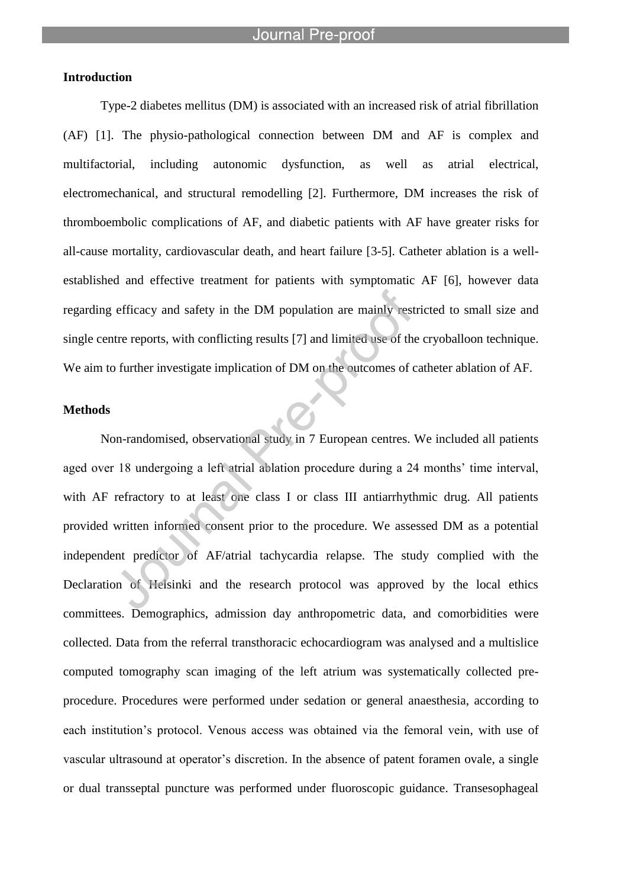## Introduction

Type-2 diabetes mellitus (DM) is associated with an increased risk of atrial fibrillation (AF) [1]. The physio-pathological connection between DM and AF is complex and multifactorial, including autonomic dysfunction, as well as atrial electrical, electromechanical, and structural remodelling [2]. Furthermore, DM increases the risk of thromboembolic complications of AF, and diabetic patients with AF have greater risks for all-cause mortality, cardiovascular death, and heart failure [3-5]. Catheter ablation is a well-established and effective treatment for patients with symptomatic AF [6], however data regarding efficacy and safety in the DM population are mainly restricted to small size and single centre reports, with conflicting results [7] and limited use of the cryoballoon technique. We aim to further investigate implication of DM on the outcomes of catheter ablation of AF.

## Methods

Non-randomised, observational study in 7 European centres. We included all patients aged over 18 undergoing a left atrial ablation procedure during a 24 months' time interval, with AF refractory to at least one class I or class III antiarrhythmic drug. All patients provided written informed consent prior to the procedure. We assessed DM as a potential independent predictor of AF/atrial tachycardia relapse. The study complied with the Declaration of Helsinki and the research protocol was approved by the local ethics committees. Demographics, admission day anthropometric data, and comorbidities were collected. Data from the referral transthoracic echocardiogram was analysed and a multislice computed tomography scan imaging of the left atrium was systematically collected pre-procedure. Procedures were performed under sedation or general anaesthesia, according to each institution's protocol. Venous access was obtained via the femoral vein, with use of vascular ultrasound at operator's discretion. In the absence of patent foramen ovale, a single or dual transseptal puncture was performed under fluoroscopic guidance. Transesophageal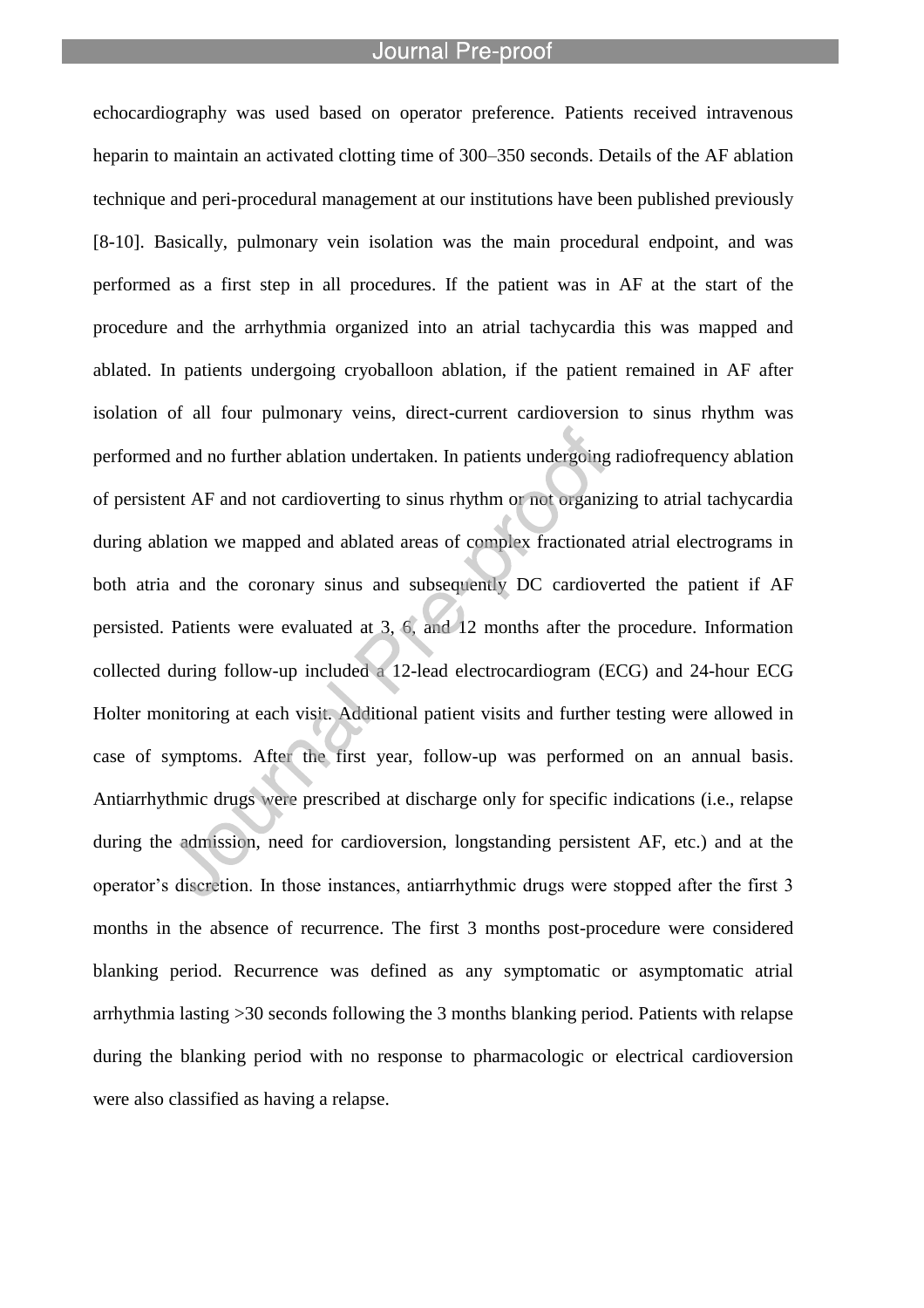echocardiography was used based on operator preference. Patients received intravenous heparin to maintain an activated clotting time of 300–350 seconds. Details of the AF ablation technique and peri-procedural management at our institutions have been published previously [8-10]. Basically, pulmonary vein isolation was the main procedural endpoint, and was performed as a first step in all procedures. If the patient was in AF at the start of the procedure and the arrhythmia organized into an atrial tachycardia this was mapped and ablated. In patients undergoing cryoballoon ablation, if the patient remained in AF after isolation of all four pulmonary veins, direct-current cardioversion to sinus rhythm was performed and no further ablation undertaken. In patients undergoing radiofrequency ablation of persistent AF and not cardioverting to sinus rhythm or not organizing to atrial tachycardia during ablation we mapped and ablated areas of complex fractionated atrial electrograms in both atria and the coronary sinus and subsequently DC cardioverted the patient if AF persisted. Patients were evaluated at 3, 6, and 12 months after the procedure. Information collected during follow-up included a 12-lead electrocardiogram (ECG) and 24-hour ECG Holter monitoring at each visit. Additional patient visits and further testing were allowed in case of symptoms. After the first year, follow-up was performed on an annual basis. Antiarrhythmic drugs were prescribed at discharge only for specific indications (i.e., relapse during the admission, need for cardioversion, longstanding persistent AF, etc.) and at the operator's discretion. In those instances, antiarrhythmic drugs were stopped after the first 3 months in the absence of recurrence. The first 3 months post-procedure were considered blanking period. Recurrence was defined as any symptomatic or asymptomatic atrial arrhythmia lasting >30 seconds following the 3 months blanking period. Patients with relapse during the blanking period with no response to pharmacologic or electrical cardioversion were also classified as having a relapse.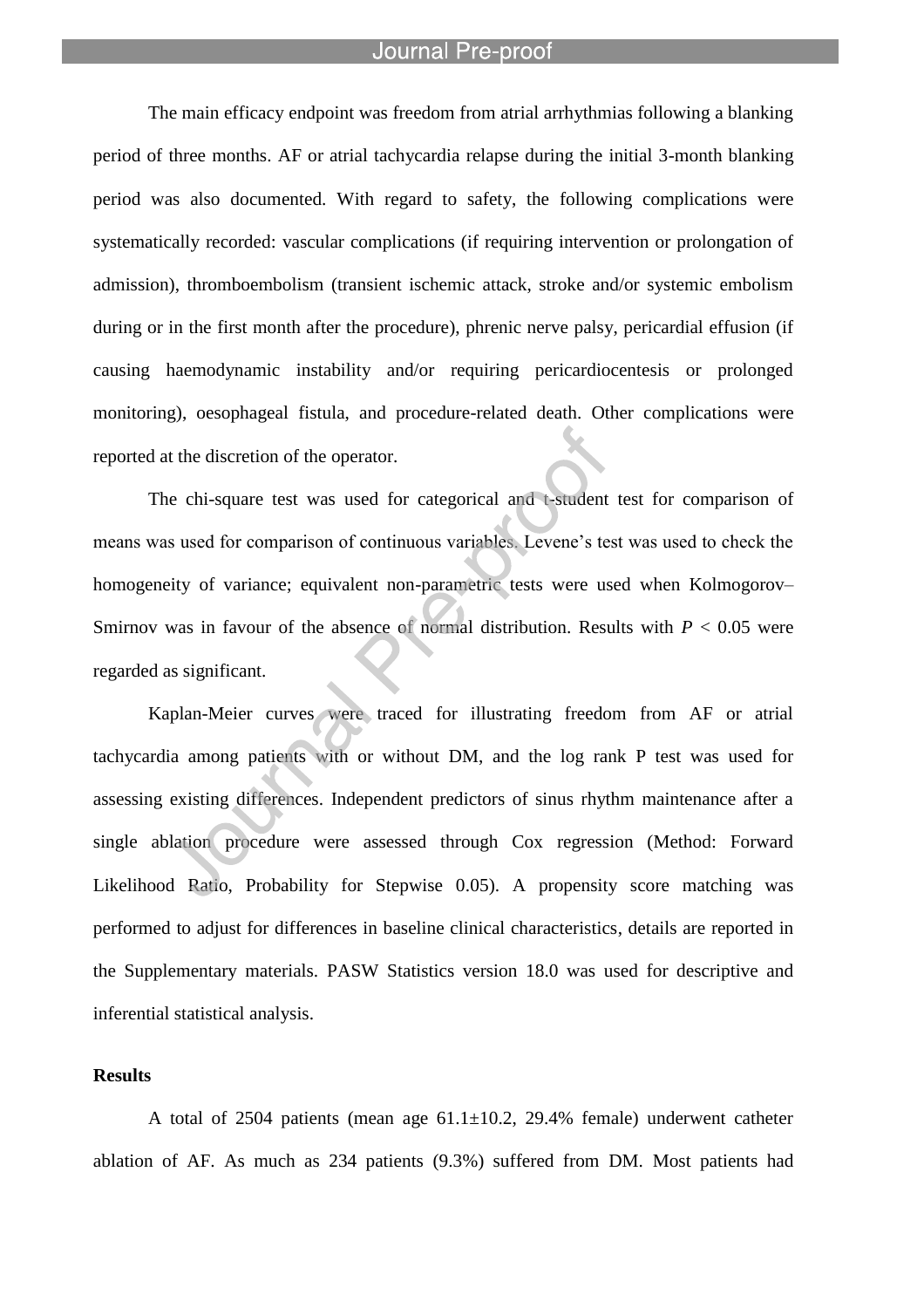The main efficacy endpoint was freedom from atrial arrhythmias following a blanking period of three months. AF or atrial tachycardia relapse during the initial 3-month blanking period was also documented. With regard to safety, the following complications were systematically recorded: vascular complications (if requiring intervention or prolongation of admission), thromboembolism (transient ischemic attack, stroke and/or systemic embolism during or in the first month after the procedure), phrenic nerve palsy, pericardial effusion (if causing haemodynamic instability and/or requiring pericardiocentesis or prolonged monitoring), oesophageal fistula, and procedure-related death. Other complications were reported at the discretion of the operator.

The chi-square test was used for categorical and t-student test for comparison of means was used for comparison of continuous variables. Levene's test was used to check the homogeneity of variance; equivalent non-parametric tests were used when Kolmogorov–Smirnov was in favour of the absence of normal distribution. Results with $P < 0.05$ were regarded as significant.

Kaplan-Meier curves were traced for illustrating freedom from AF or atrial tachycardia among patients with or without DM, and the log rank P test was used for assessing existing differences. Independent predictors of sinus rhythm maintenance after a single ablation procedure were assessed through Cox regression (Method: Forward Likelihood Ratio, Probability for Stepwise 0.05). A propensity score matching was performed to adjust for differences in baseline clinical characteristics, details are reported in the Supplementary materials. PASW Statistics version 18.0 was used for descriptive and inferential statistical analysis.

**Results**

A total of 2504 patients (mean age 61.1±10.2, 29.4% female) underwent catheter ablation of AF. As much as 234 patients (9.3%) suffered from DM. Most patients had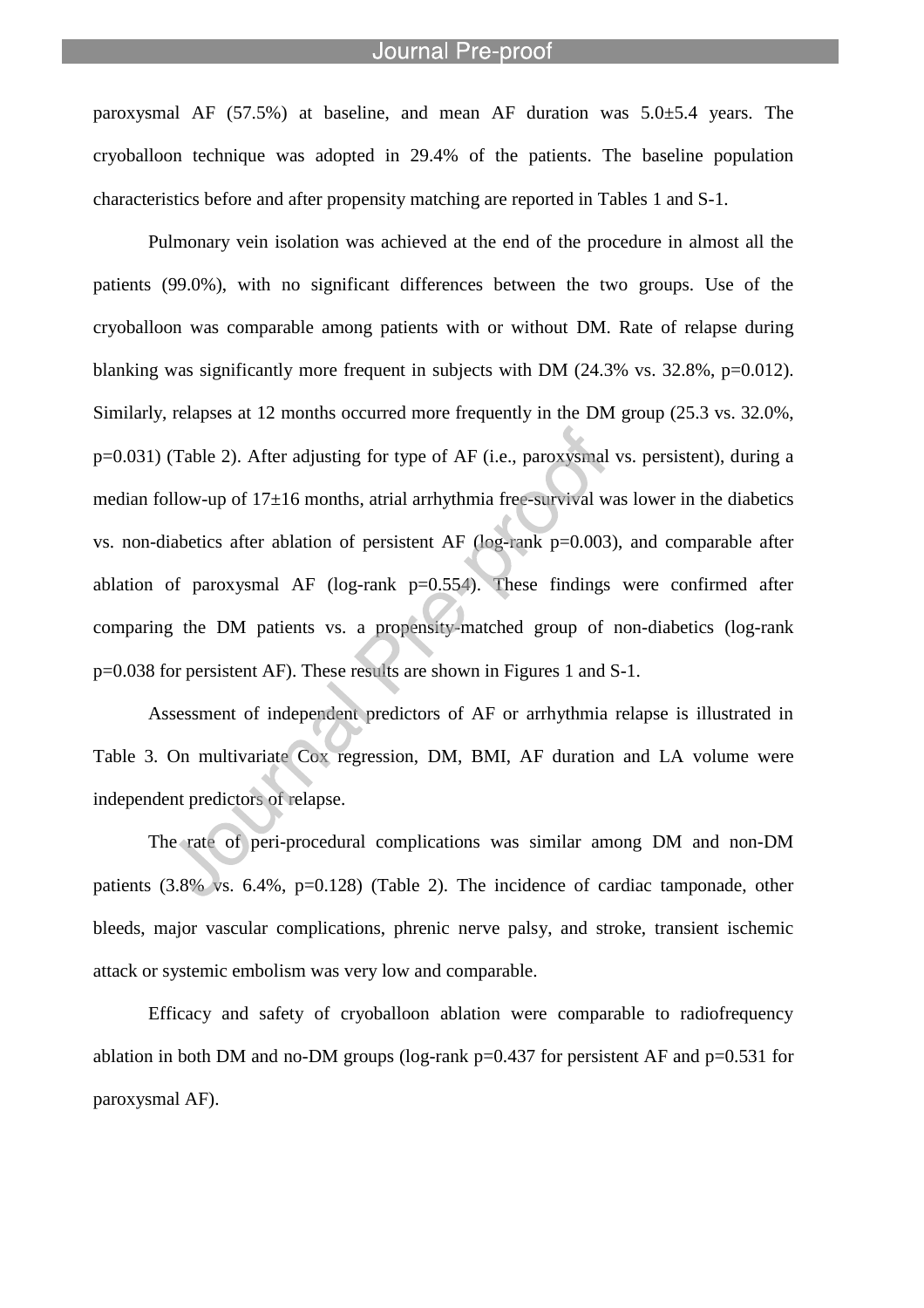paroxysmal AF (57.5%) at baseline, and mean AF duration was 5.0±5.4 years. The cryoballoon technique was adopted in 29.4% of the patients. The baseline population characteristics before and after propensity matching are reported in Tables 1 and S-1.

Pulmonary vein isolation was achieved at the end of the procedure in almost all the patients (99.0%), with no significant differences between the two groups. Use of the cryoballoon was comparable among patients with or without DM. Rate of relapse during blanking was significantly more frequent in subjects with DM (24.3% vs. 32.8%, p=0.012). Similarly, relapses at 12 months occurred more frequently in the DM group (25.3 vs. 32.0%, p=0.031) (Table 2). After adjusting for type of AF (i.e., paroxysmal vs. persistent), during a median follow-up of 17±16 months, atrial arrhythmia free-survival was lower in the diabetics vs. non-diabetics after ablation of persistent AF (log-rank p=0.003), and comparable after ablation of paroxysmal AF (log-rank p=0.554). These findings were confirmed after comparing the DM patients vs. a propensity-matched group of non-diabetics (log-rank p=0.038 for persistent AF). These results are shown in Figures 1 and S-1.

Assessment of independent predictors of AF or arrhythmia relapse is illustrated in Table 3. On multivariate Cox regression, DM, BMI, AF duration and LA volume were independent predictors of relapse.

The rate of peri-procedural complications was similar among DM and non-DM patients (3.8% vs. 6.4%, p=0.128) (Table 2). The incidence of cardiac tamponade, other bleeds, major vascular complications, phrenic nerve palsy, and stroke, transient ischemic attack or systemic embolism was very low and comparable.

Efficacy and safety of cryoballoon ablation were comparable to radiofrequency ablation in both DM and no-DM groups (log-rank p=0.437 for persistent AF and p=0.531 for paroxysmal AF).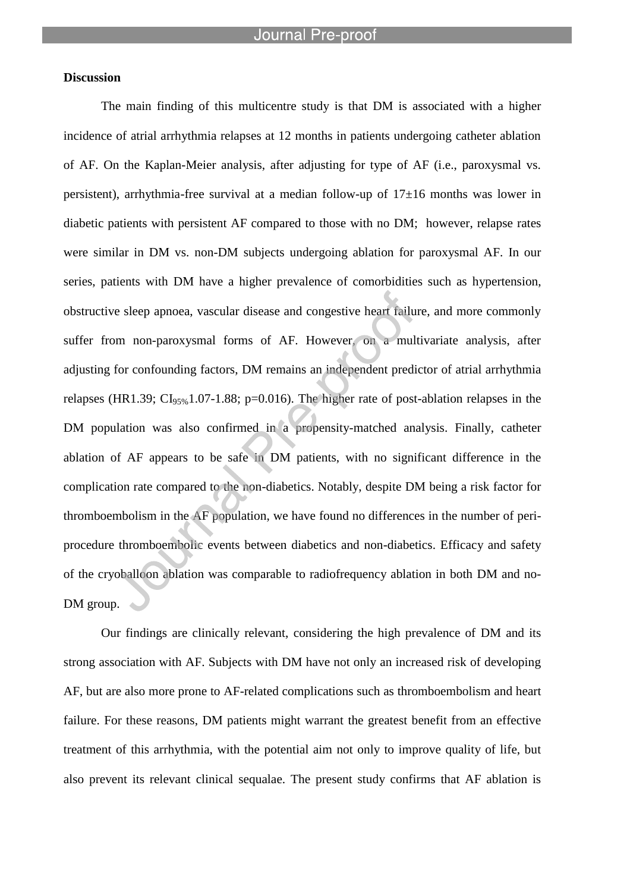## Discussion

The main finding of this multicentre study is that DM is associated with a higher incidence of atrial arrhythmia relapses at 12 months in patients undergoing catheter ablation of AF. On the Kaplan-Meier analysis, after adjusting for type of AF (i.e., paroxysmal vs. persistent), arrhythmia-free survival at a median follow-up of 17±16 months was lower in diabetic patients with persistent AF compared to those with no DM; however, relapse rates were similar in DM vs. non-DM subjects undergoing ablation for paroxysmal AF. In our series, patients with DM have a higher prevalence of comorbidities such as hypertension, obstructive sleep apnoea, vascular disease and congestive heart failure, and more commonly suffer from non-paroxysmal forms of AF. However, on a multivariate analysis, after adjusting for confounding factors, DM remains an independent predictor of atrial arrhythmia relapses (HR1.39; $CI_{95\%}$1.07-1.88; p=0.016). The higher rate of post-ablation relapses in the DM population was also confirmed in a propensity-matched analysis. Finally, catheter ablation of AF appears to be safe in DM patients, with no significant difference in the complication rate compared to the non-diabetics. Notably, despite DM being a risk factor for thromboembolism in the AF population, we have found no differences in the number of peri-procedure thromboembolic events between diabetics and non-diabetics. Efficacy and safety of the cryoballoon ablation was comparable to radiofrequency ablation in both DM and no-DM group.

Our findings are clinically relevant, considering the high prevalence of DM and its strong association with AF. Subjects with DM have not only an increased risk of developing AF, but are also more prone to AF-related complications such as thromboembolism and heart failure. For these reasons, DM patients might warrant the greatest benefit from an effective treatment of this arrhythmia, with the potential aim not only to improve quality of life, but also prevent its relevant clinical sequalae. The present study confirms that AF ablation is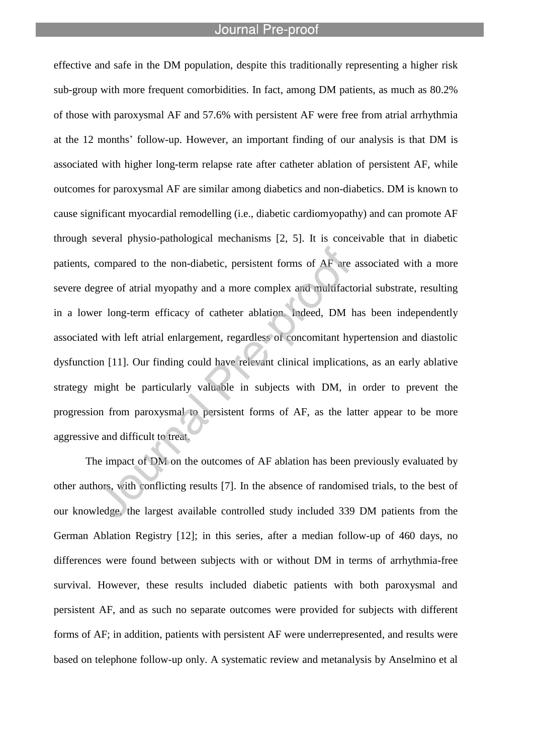effective and safe in the DM population, despite this traditionally representing a higher risk sub-group with more frequent comorbidities. In fact, among DM patients, as much as 80.2% of those with paroxysmal AF and 57.6% with persistent AF were free from atrial arrhythmia at the 12 months' follow-up. However, an important finding of our analysis is that DM is associated with higher long-term relapse rate after catheter ablation of persistent AF, while outcomes for paroxysmal AF are similar among diabetics and non-diabetics. DM is known to cause significant myocardial remodelling (i.e., diabetic cardiomyopathy) and can promote AF through several physio-pathological mechanisms [2, 5]. It is conceivable that in diabetic patients, compared to the non-diabetic, persistent forms of AF are associated with a more severe degree of atrial myopathy and a more complex and multifactorial substrate, resulting in a lower long-term efficacy of catheter ablation. Indeed, DM has been independently associated with left atrial enlargement, regardless of concomitant hypertension and diastolic dysfunction [11]. Our finding could have relevant clinical implications, as an early ablative strategy might be particularly valuable in subjects with DM, in order to prevent the progression from paroxysmal to persistent forms of AF, as the latter appear to be more aggressive and difficult to treat.

The impact of DM on the outcomes of AF ablation has been previously evaluated by other authors, with conflicting results [7]. In the absence of randomised trials, to the best of our knowledge, the largest available controlled study included 339 DM patients from the German Ablation Registry [12]; in this series, after a median follow-up of 460 days, no differences were found between subjects with or without DM in terms of arrhythmia-free survival. However, these results included diabetic patients with both paroxysmal and persistent AF, and as such no separate outcomes were provided for subjects with different forms of AF; in addition, patients with persistent AF were underrepresented, and results were based on telephone follow-up only. A systematic review and metanalysis by Anselmino et al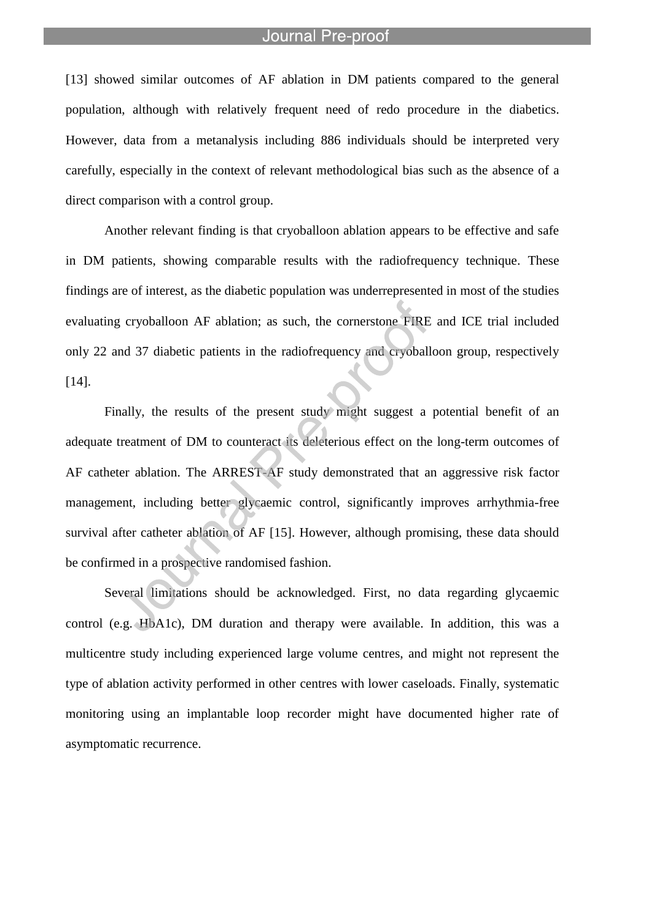[13] showed similar outcomes of AF ablation in DM patients compared to the general population, although with relatively frequent need of redo procedure in the diabetics. However, data from a metanalysis including 886 individuals should be interpreted very carefully, especially in the context of relevant methodological bias such as the absence of a direct comparison with a control group.

Another relevant finding is that cryoballoon ablation appears to be effective and safe in DM patients, showing comparable results with the radiofrequency technique. These findings are of interest, as the diabetic population was underrepresented in most of the studies evaluating cryoballoon AF ablation; as such, the cornerstone FIRE and ICE trial included only 22 and 37 diabetic patients in the radiofrequency and cryoballoon group, respectively [14].

Finally, the results of the present study might suggest a potential benefit of an adequate treatment of DM to counteract its deleterious effect on the long-term outcomes of AF catheter ablation. The ARREST-AF study demonstrated that an aggressive risk factor management, including better glycaemic control, significantly improves arrhythmia-free survival after catheter ablation of AF [15]. However, although promising, these data should be confirmed in a prospective randomised fashion.

Several limitations should be acknowledged. First, no data regarding glycaemic control (e.g. HbA1c), DM duration and therapy were available. In addition, this was a multicentre study including experienced large volume centres, and might not represent the type of ablation activity performed in other centres with lower caseloads. Finally, systematic monitoring using an implantable loop recorder might have documented higher rate of asymptomatic recurrence.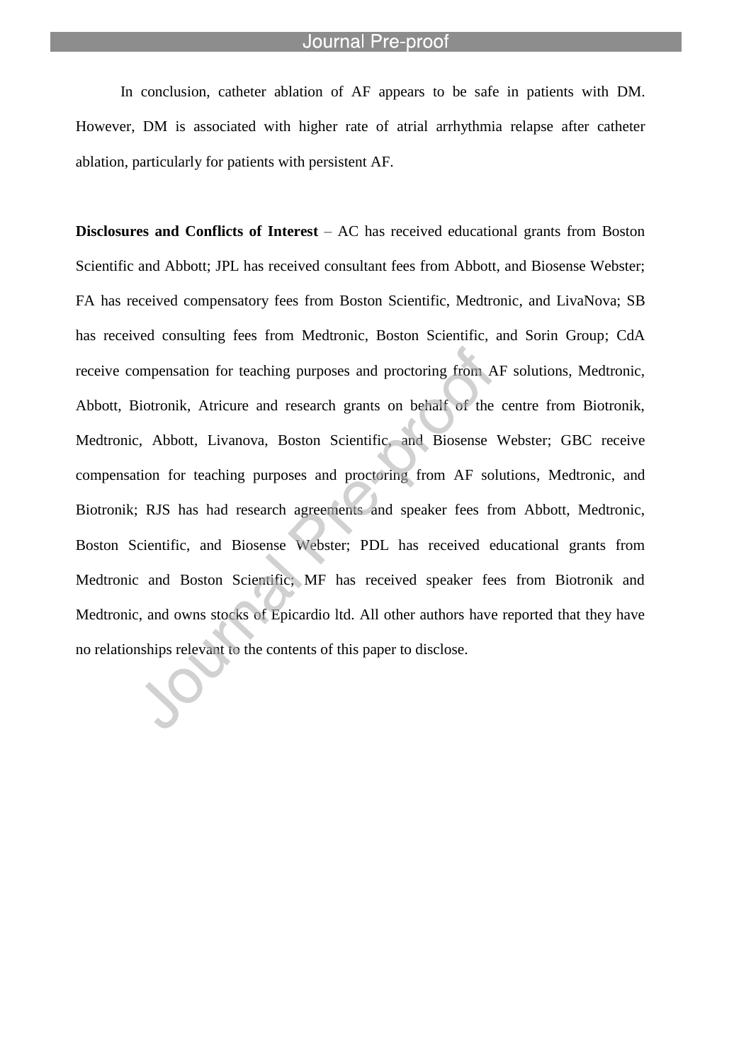In conclusion, catheter ablation of AF appears to be safe in patients with DM. However, DM is associated with higher rate of atrial arrhythmia relapse after catheter ablation, particularly for patients with persistent AF.

**Disclosures and Conflicts of Interest** – AC has received educational grants from Boston Scientific and Abbott; JPL has received consultant fees from Abbott, and Biosense Webster; FA has received compensatory fees from Boston Scientific, Medtronic, and LivaNova; SB has received consulting fees from Medtronic, Boston Scientific, and Sorin Group; CdA receive compensation for teaching purposes and proctoring from AF solutions, Medtronic, Abbott, Biotronik, Atricure and research grants on behalf of the centre from Biotronik, Medtronic, Abbott, Livanova, Boston Scientific, and Biosense Webster; GBC receive compensation for teaching purposes and proctoring from AF solutions, Medtronic, and Biotronik; RJS has had research agreements and speaker fees from Abbott, Medtronic, Boston Scientific, and Biosense Webster; PDL has received educational grants from Medtronic and Boston Scientific; MF has received speaker fees from Biotronik and Medtronic, and owns stocks of Epicardio ltd. All other authors have reported that they have no relationships relevant to the contents of this paper to disclose.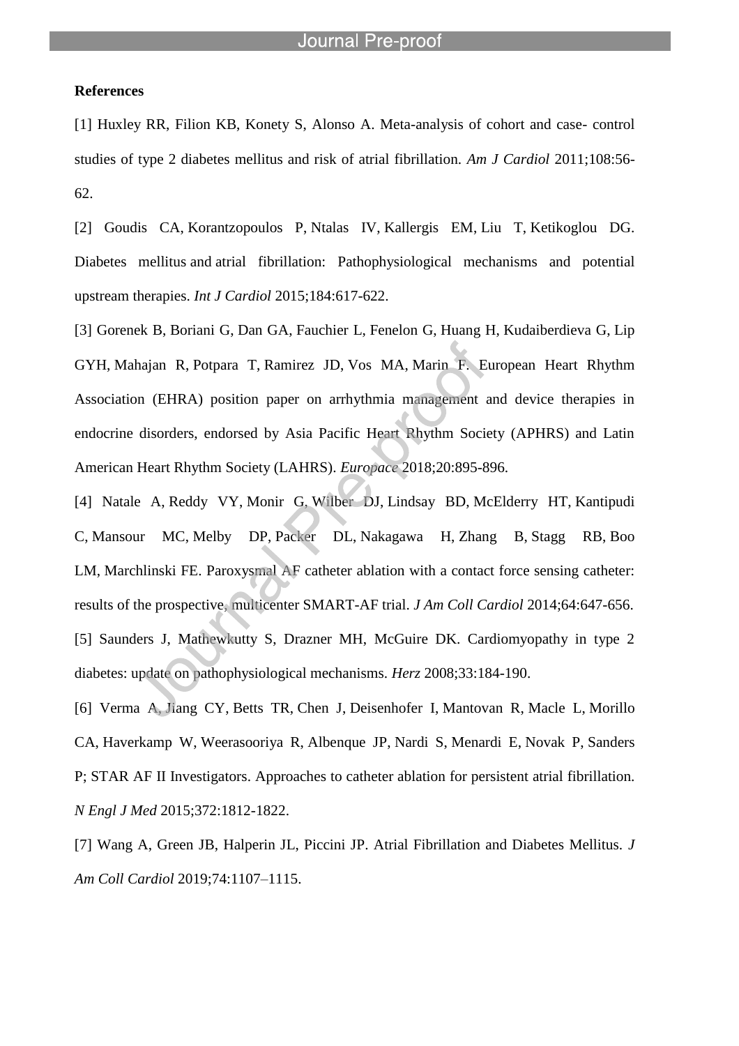**References**

[1] Huxley RR, Filion KB, Konety S, Alonso A. Meta-analysis of cohort and case- control studies of type 2 diabetes mellitus and risk of atrial fibrillation. *Am J Cardiol* 2011;108:56-62.

[2] Goudis CA, Korantzopoulos P, Ntalas IV, Kallergis EM, Liu T, Ketikoglou DG. Diabetes mellitus and atrial fibrillation: Pathophysiological mechanisms and potential upstream therapies. *Int J Cardiol* 2015;184:617-622.

[3] Gorenek B, Boriani G, Dan GA, Fauchier L, Fenelon G, Huang H, Kudaiberdieva G, Lip GYH, Mahajan R, Potpara T, Ramirez JD, Vos MA, Marin F. European Heart Rhythm Association (EHRA) position paper on arrhythmia management and device therapies in endocrine disorders, endorsed by Asia Pacific Heart Rhythm Society (APHRS) and Latin American Heart Rhythm Society (LAHRS). *Europace* 2018;20:895-896.

[4] Natale A, Reddy VY, Monir G, Wilber DJ, Lindsay BD, McElderry HT, Kantipudi C, Mansour MC, Melby DP, Packer DL, Nakagawa H, Zhang B, Stagg RB, Boo LM, Marchlinski FE. Paroxysmal AF catheter ablation with a contact force sensing catheter: results of the prospective, multicenter SMART-AF trial. *J Am Coll Cardiol* 2014;64:647-656.

[5] Saunders J, Mathewkutty S, Drazner MH, McGuire DK. Cardiomyopathy in type 2 diabetes: update on pathophysiological mechanisms. *Herz* 2008;33:184-190.

[6] Verma A, Jiang CY, Betts TR, Chen J, Deisenhofer I, Mantovan R, Macle L, Morillo CA, Haverkamp W, Weerasooriya R, Albenque JP, Nardi S, Menardi E, Novak P, Sanders P; STAR AF II Investigators. Approaches to catheter ablation for persistent atrial fibrillation. *N Engl J Med* 2015;372:1812-1822.

[7] Wang A, Green JB, Halperin JL, Piccini JP. Atrial Fibrillation and Diabetes Mellitus. *J Am Coll Cardiol* 2019;74:1107–1115.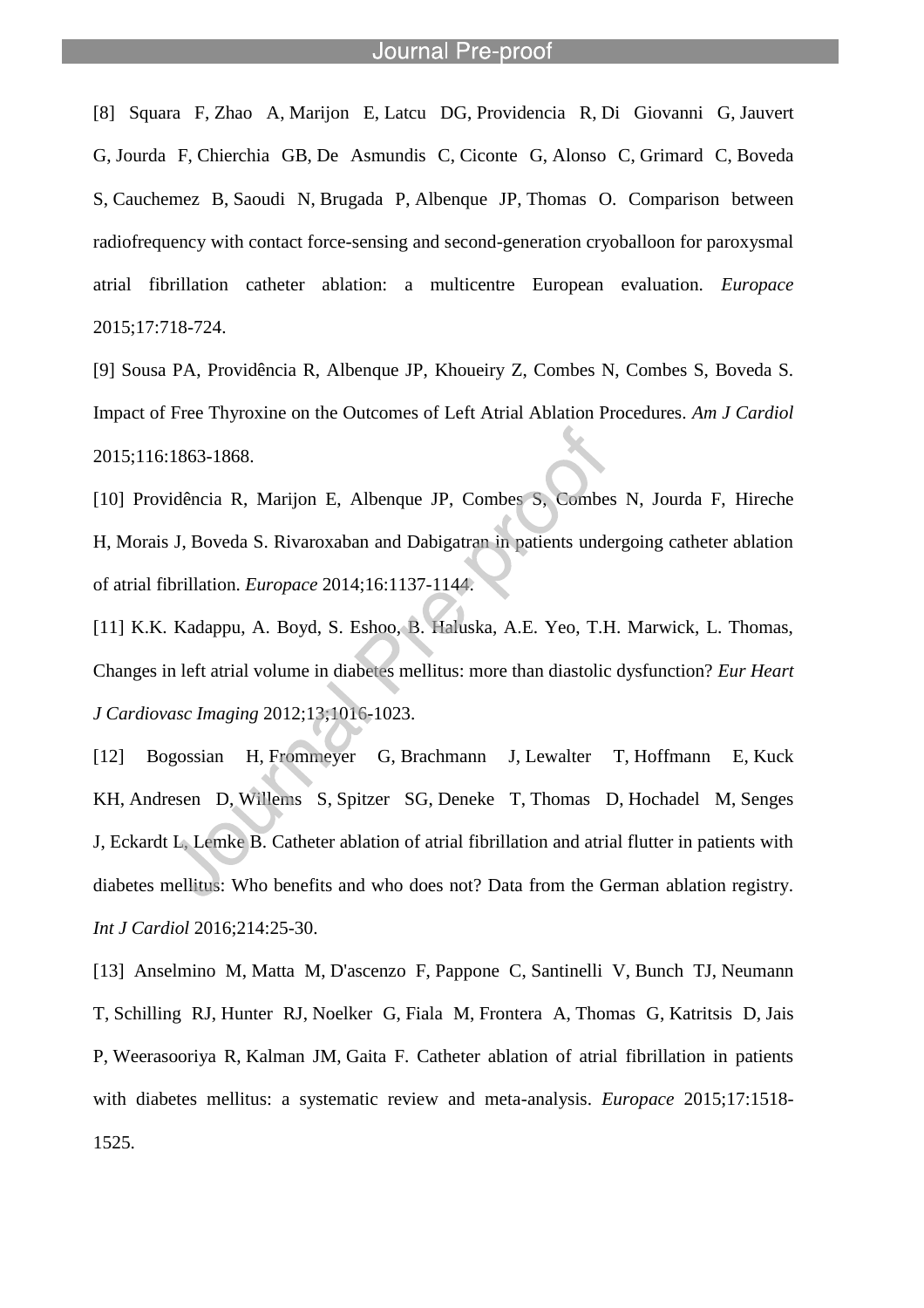[8] Squara F, Zhao A, Marijon E, Latcu DG, Providencia R, Di Giovanni G, Jauvert G, Jourda F, Chierchia GB, De Asmundis C, Ciconte G, Alonso C, Grimard C, Boveda S, Cauchemez B, Saoudi N, Brugada P, Albenque JP, Thomas O. Comparison between radiofrequency with contact force-sensing and second-generation cryoballoon for paroxysmal atrial fibrillation catheter ablation: a multicentre European evaluation. *Europace* 2015;17:718-724.

[9] Sousa PA, Providência R, Albenque JP, Khoueiry Z, Combes N, Combes S, Boveda S. Impact of Free Thyroxine on the Outcomes of Left Atrial Ablation Procedures. *Am J Cardiol* 2015;116:1863-1868.

[10] Providência R, Marijon E, Albenque JP, Combes S, Combes N, Jourda F, Hireche H, Morais J, Boveda S. Rivaroxaban and Dabigatran in patients undergoing catheter ablation of atrial fibrillation. *Europace* 2014;16:1137-1144.

[11] K.K. Kadappu, A. Boyd, S. Eshoo, B. Haluska, A.E. Yeo, T.H. Marwick, L. Thomas, Changes in left atrial volume in diabetes mellitus: more than diastolic dysfunction? *Eur Heart J Cardiovasc Imaging* 2012;13:1016-1023.

[12] Bogossian H, Frommeyer G, Brachmann J, Lewalter T, Hoffmann E, Kuck KH, Andresen D, Willems S, Spitzer SG, Deneke T, Thomas D, Hochadel M, Senges J, Eckardt L, Lemke B. Catheter ablation of atrial fibrillation and atrial flutter in patients with diabetes mellitus: Who benefits and who does not? Data from the German ablation registry. *Int J Cardiol* 2016;214:25-30.

[13] Anselmino M, Matta M, D'ascenzo F, Pappone C, Santinelli V, Bunch TJ, Neumann T, Schilling RJ, Hunter RJ, Noelker G, Fiala M, Frontera A, Thomas G, Katritsis D, Jais P, Weerasooriya R, Kalman JM, Gaita F. Catheter ablation of atrial fibrillation in patients with diabetes mellitus: a systematic review and meta-analysis. *Europace* 2015;17:1518-1525.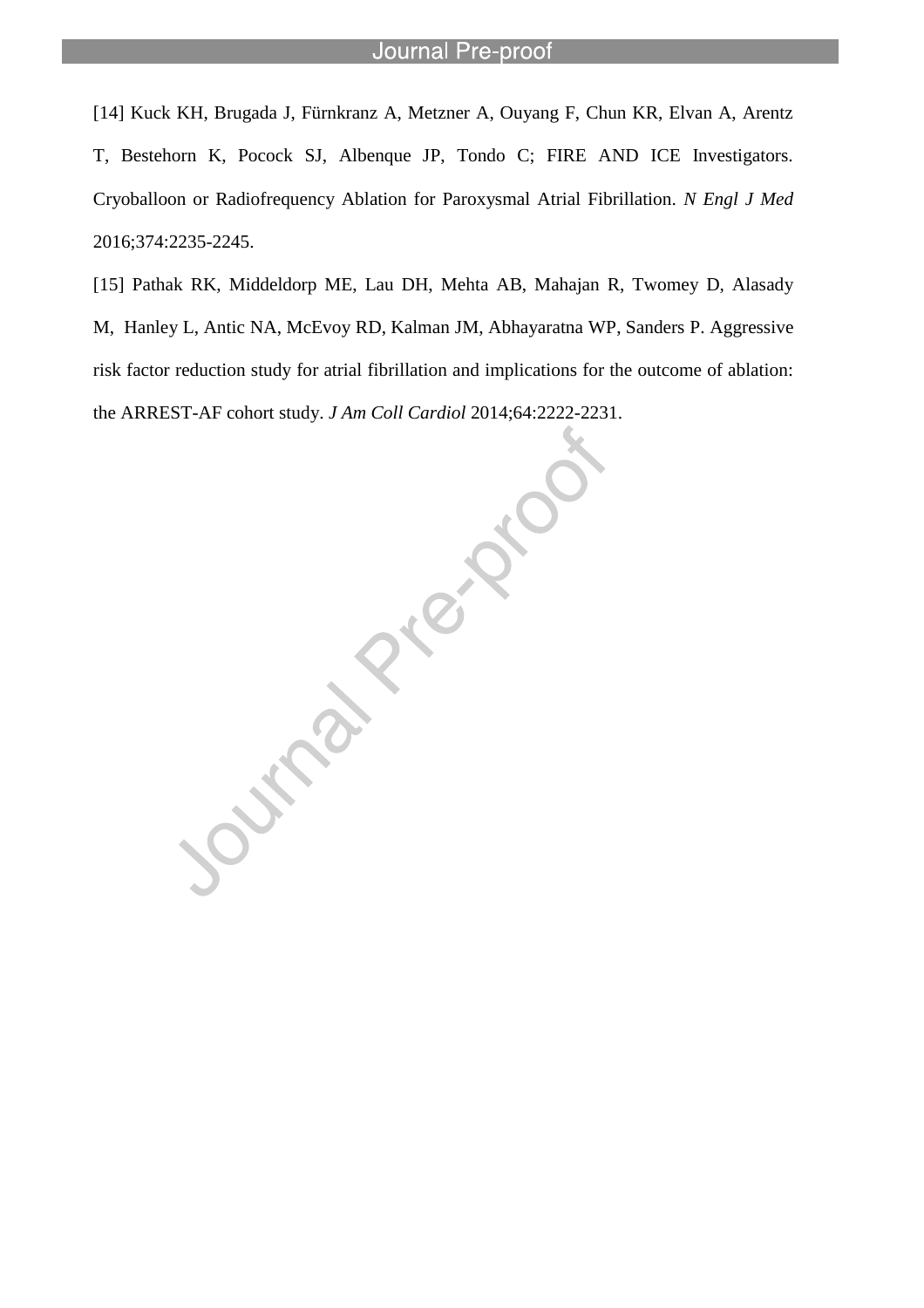[14] Kuck KH, Brugada J, Fürnkranz A, Metzner A, Ouyang F, Chun KR, Elvan A, Arentz T, Bestehorn K, Pocock SJ, Albenque JP, Tondo C; FIRE AND ICE Investigators. Cryoballoon or Radiofrequency Ablation for Paroxysmal Atrial Fibrillation. *N Engl J Med* 2016;374:2235-2245.

[15] Pathak RK, Middeldorp ME, Lau DH, Mehta AB, Mahajan R, Twomey D, Alasady M, Hanley L, Antic NA, McEvoy RD, Kalman JM, Abhayaratna WP, Sanders P. Aggressive risk factor reduction study for atrial fibrillation and implications for the outcome of ablation: the ARREST-AF cohort study. *J Am Coll Cardiol* 2014;64:2222-2231.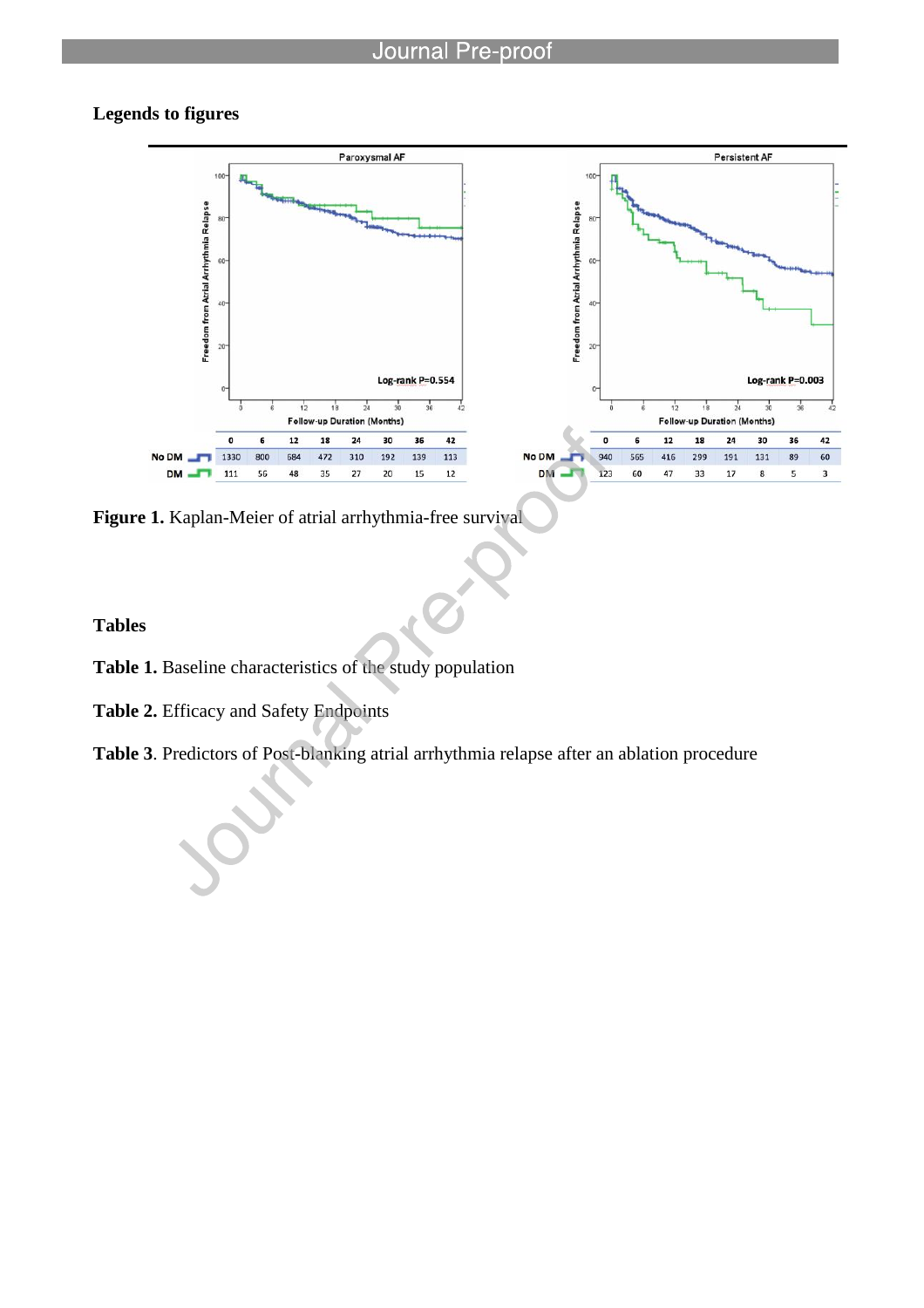## Legends to figures

**Figure 1.** Kaplan-Meier of atrial arrhythmia-free survival

## Tables

**Table 1.** Baseline characteristics of the study population

**Table 2.** Efficacy and Safety Endpoints

**Table 3**. Predictors of Post-blanking atrial arrhythmia relapse after an ablation procedure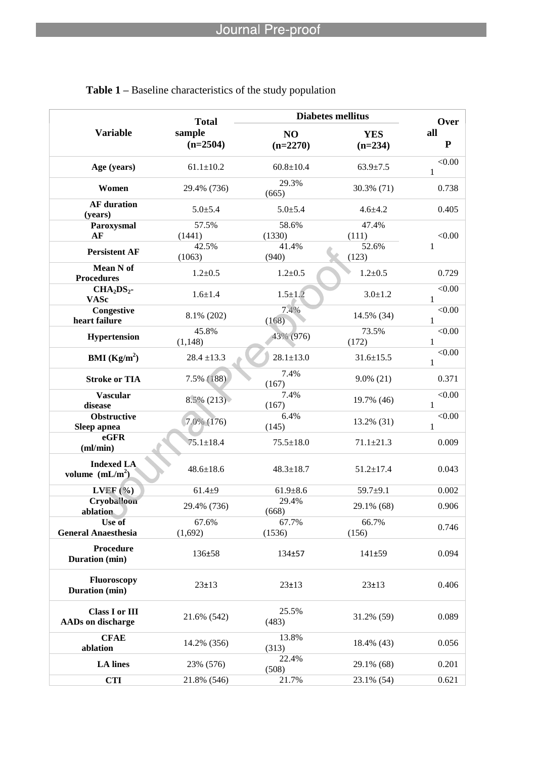**Table 1** – Baseline characteristics of the study population

| Variable | Total sample (n=2504) | Diabetes mellitus | | Overall P |
|---|---|---|---|---|
| | | NO (n=2270) | YES (n=234) | |
| Age (years) | 61.1±10.2 | 60.8±10.4 | 63.9±7.5 | <0.001 |
| Women | 29.4% (736) | 29.3% (665) | 30.3% (71) | 0.738 |
| AF duration (years) | 5.0±5.4 | 5.0±5.4 | 4.6±4.2 | 0.405 |
| Paroxysmal AF | 57.5% (1441) | 58.6% (1330) | 47.4% (111) | <0.001 |
| Persistent AF | 42.5% (1063) | 41.4% (940) | 52.6% (123) | |
| Mean N of Procedures | 1.2±0.5 | 1.2±0.5 | 1.2±0.5 | 0.729 |
| $CHA_2DS_2$-VASc | 1.6±1.4 | 1.5±1.2 | 3.0±1.2 | <0.001 |
| Congestive heart failure | 8.1% (202) | 7.4% (168) | 14.5% (34) | <0.001 |
| Hypertension | 45.8% (1,148) | 43% (976) | 73.5% (172) | <0.001 |
| BMI ($Kg/m^2$) | 28.4 ±13.3 | 28.1±13.0 | 31.6±15.5 | <0.001 |
| Stroke or TIA | 7.5% (188) | 7.4% (167) | 9.0% (21) | 0.371 |
| Vascular disease | 8.5% (213) | 7.4% (167) | 19.7% (46) | <0.001 |
| Obstructive Sleep apnea | 7.0% (176) | 6.4% (145) | 13.2% (31) | <0.001 |
| eGFR (ml/min) | 75.1±18.4 | 75.5±18.0 | 71.1±21.3 | 0.009 |
| Indexed LA volume ($mL/m^2$) | 48.6±18.6 | 48.3±18.7 | 51.2±17.4 | 0.043 |
| LVEF (%) | 61.4±9 | 61.9±8.6 | 59.7±9.1 | 0.002 |
| Cryoballoon ablation | 29.4% (736) | 29.4% (668) | 29.1% (68) | 0.906 |
| Use of General Anaesthesia | 67.6% (1,692) | 67.7% (1536) | 66.7% (156) | 0.746 |
| Procedure Duration (min) | 136±58 | 134±57 | 141±59 | 0.094 |
| Fluoroscopy Duration (min) | 23±13 | 23±13 | 23±13 | 0.406 |
| Class I or III AADs on discharge | 21.6% (542) | 25.5% (483) | 31.2% (59) | 0.089 |
| CFAE ablation | 14.2% (356) | 13.8% (313) | 18.4% (43) | 0.056 |
| LA lines | 23% (576) | 22.4% (508) | 29.1% (68) | 0.201 |
| CTI | 21.8% (546) | 21.7% | 23.1% (54) | 0.621 |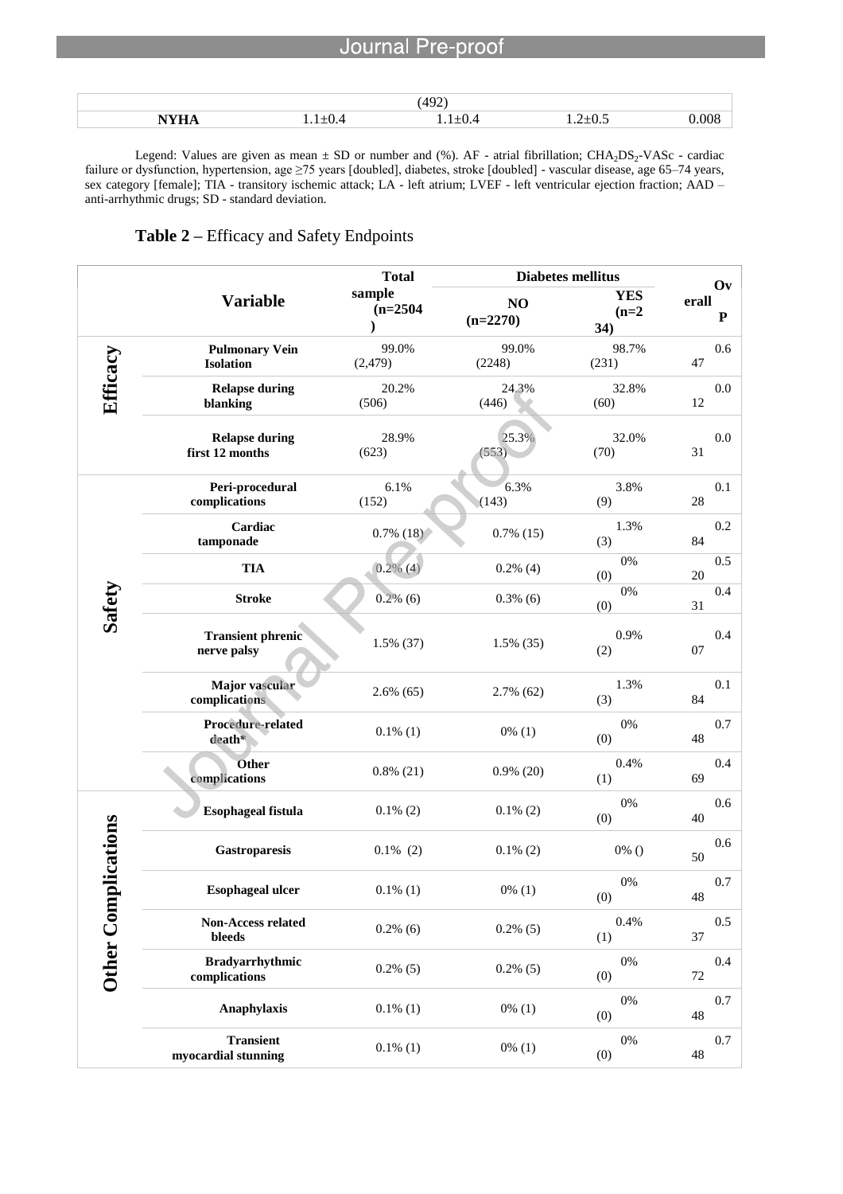| | (492) | | | |
|---|---|---|---|---|
| **NYHA** | 1.1±0.4 | 1.1±0.4 | 1.2±0.5 | 0.008 |

Legend: Values are given as mean ± SD or number and (%). AF - atrial fibrillation; $CHA_2DS_2$-VASc - cardiac failure or dysfunction, hypertension, age ≥75 years [doubled], diabetes, stroke [doubled] - vascular disease, age 65–74 years, sex category [female]; TIA - transitory ischemic attack; LA - left atrium; LVEF - left ventricular ejection fraction; AAD – anti-arrhythmic drugs; SD - standard deviation.

**Table 2 –** Efficacy and Safety Endpoints

| | **Variable** | **Total sample (n=2504)** | **Diabetes mellitus** | | **Overall P** |
|---|---|---|---|---|---|
| | | | **NO (n=2270)** | **YES (n=234)** | |
| **Efficacy** | **Pulmonary Vein Isolation** | 99.0% (2,479) | 99.0% (2248) | 98.7% (231) | 0.647 |
| | **Relapse during blanking** | 20.2% (506) | 24.3% (446) | 32.8% (60) | 0.012 |
| | **Relapse during first 12 months** | 28.9% (623) | 25.3% (553) | 32.0% (70) | 0.031 |
| **Safety** | **Peri-procedural complications** | 6.1% (152) | 6.3% (143) | 3.8% (9) | 0.128 |
| | **Cardiac tamponade** | 0.7% (18) | 0.7% (15) | 1.3% (3) | 0.284 |
| | **TIA** | 0.2% (4) | 0.2% (4) | 0% (0) | 0.520 |
| | **Stroke** | 0.2% (6) | 0.3% (6) | 0% (0) | 0.431 |
| | **Transient phrenic nerve palsy** | 1.5% (37) | 1.5% (35) | 0.9% (2) | 0.407 |
| | **Major vascular complications** | 2.6% (65) | 2.7% (62) | 1.3% (3) | 0.184 |
| | **Procedure-related death*** | 0.1% (1) | 0% (1) | 0% (0) | 0.748 |
| | **Other complications** | 0.8% (21) | 0.9% (20) | 0.4% (1) | 0.469 |
| **Other Complications** | **Esophageal fistula** | 0.1% (2) | 0.1% (2) | 0% (0) | 0.640 |
| | **Gastroparesis** | 0.1% (2) | 0.1% (2) | 0% () | 0.650 |
| | **Esophageal ulcer** | 0.1% (1) | 0% (1) | 0% (0) | 0.748 |
| | **Non-Access related bleeds** | 0.2% (6) | 0.2% (5) | 0.4% (1) | 0.537 |
| | **Bradyarrhythmic complications** | 0.2% (5) | 0.2% (5) | 0% (0) | 0.472 |
| | **Anaphylaxis** | 0.1% (1) | 0% (1) | 0% (0) | 0.748 |
| | **Transient myocardial stunning** | 0.1% (1) | 0% (1) | 0% (0) | 0.748 |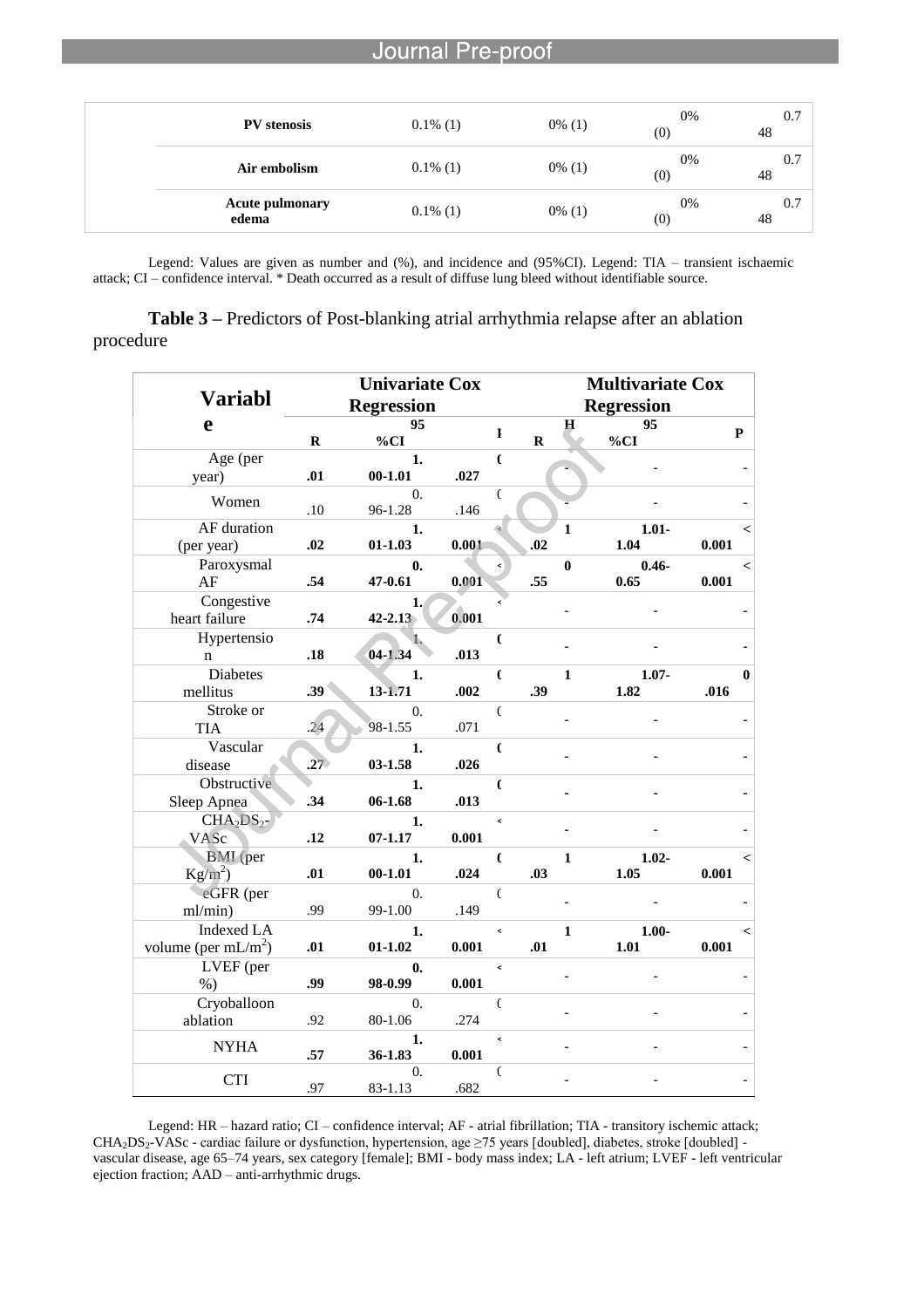| PV stenosis | 0.1% (1) | 0% (1) | 0% (0) | 0.748 |
|---|---|---|---|---|
| Air embolism | 0.1% (1) | 0% (1) | 0% (0) | 0.748 |
| Acute pulmonary edema | 0.1% (1) | 0% (1) | 0% (0) | 0.748 |

Legend: Values are given as number and (%), and incidence and (95%CI). Legend: TIA – transient ischaemic attack; CI – confidence interval. * Death occurred as a result of diffuse lung bleed without identifiable source.

**Table 3 –** Predictors of Post-blanking atrial arrhythmia relapse after an ablation procedure

| Variable | Univariate Cox Regression | | | Multivariate Cox Regression | | |
|---|---|---|---|---|---|---|
| | HR | 95%CI | P | HR | 95%CI | P |
| Age (per year) | **1.01** | **1.00-1.01** | **0.027** | - | - | - |
| Women | 1.10 | 0.96-1.28 | 0.146 | - | - | - |
| AF duration (per year) | **1.02** | **1.01-1.03** | **<0.001** | **1.02** | **1.01-1.04** | **<0.001** |
| Paroxysmal AF | **0.54** | **0.47-0.61** | **<0.001** | **0.55** | **0.46-0.65** | **<0.001** |
| Congestive heart failure | **1.74** | **1.42-2.13** | **<0.001** | - | - | - |
| Hypertension | **1.18** | **1.04-1.34** | **0.013** | - | - | - |
| Diabetes mellitus | **1.39** | **1.13-1.71** | **0.002** | **1.39** | **1.07-1.82** | **0.016** |
| Stroke or TIA | 1.24 | 0.98-1.55 | 0.071 | - | - | - |
| Vascular disease | **1.27** | **1.03-1.58** | **0.026** | - | - | - |
| Obstructive Sleep Apnea | **1.34** | **1.06-1.68** | **0.013** | - | - | - |
| $CHA_2DS_2$-VASc | **1.12** | **1.07-1.17** | **<0.001** | - | - | - |
| BMI (per $Kg/m^2$) | **1.01** | **1.00-1.01** | **0.024** | **1.03** | **1.02-1.05** | **<0.001** |
| eGFR (per ml/min) | 0.99 | 0.99-1.00 | 0.149 | - | - | - |
| Indexed LA volume (per $mL/m^2$) | **1.01** | **1.01-1.02** | **<0.001** | **1.01** | **1.00-1.01** | **<0.001** |
| LVEF (per %) | **0.99** | **0.98-0.99** | **<0.001** | - | - | - |
| Cryoballoon ablation | 0.92 | 0.80-1.06 | 0.274 | - | - | - |
| NYHA | **1.57** | **1.36-1.83** | **<0.001** | - | - | - |
| CTI | 0.97 | 0.83-1.13 | 0.682 | - | - | - |

Legend: HR – hazard ratio; CI – confidence interval; AF - atrial fibrillation; TIA - transitory ischemic attack; $CHA_2DS_2$-VASc - cardiac failure or dysfunction, hypertension, age ≥75 years [doubled], diabetes, stroke [doubled] - vascular disease, age 65–74 years, sex category [female]; BMI - body mass index; LA - left atrium; LVEF - left ventricular ejection fraction; AAD – anti-arrhythmic drugs.